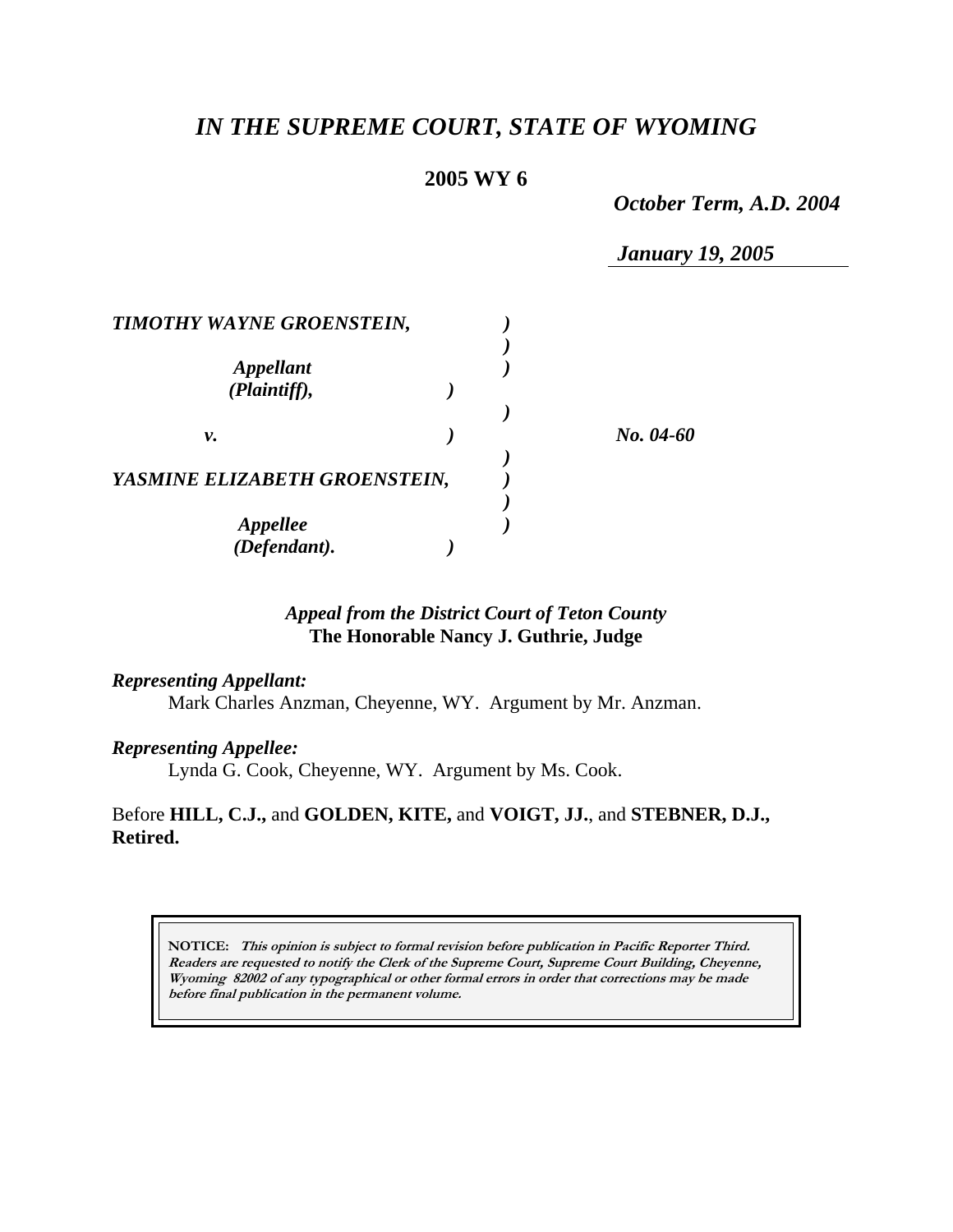# *IN THE SUPREME COURT, STATE OF WYOMING*

**2005 WY 6**

*October Term, A.D. 2004*

*January 19, 2005*

*TIMOTHY WAYNE GROENSTEIN,*

*Appellant (Plaintiff),*

*v.*

*YASMINE ELIZABETH GROENSTEIN,*

*Appellee (Defendant).*

*No. 04-60*

*Appeal from the District Court of Teton County*
**The Honorable Nancy J. Guthrie, Judge**

*Representing Appellant:*
Mark Charles Anzman, Cheyenne, WY. Argument by Mr. Anzman.

*Representing Appellee:*
Lynda G. Cook, Cheyenne, WY. Argument by Ms. Cook.

Before **HILL, C.J.,** and **GOLDEN, KITE,** and **VOIGT, JJ.**, and **STEBNER, D.J., Retired.**

**NOTICE:** ***This opinion is subject to formal revision before publication in Pacific Reporter Third. Readers are requested to notify the Clerk of the Supreme Court, Supreme Court Building, Cheyenne, Wyoming 82002 of any typographical or other formal errors in order that corrections may be made before final publication in the permanent volume.***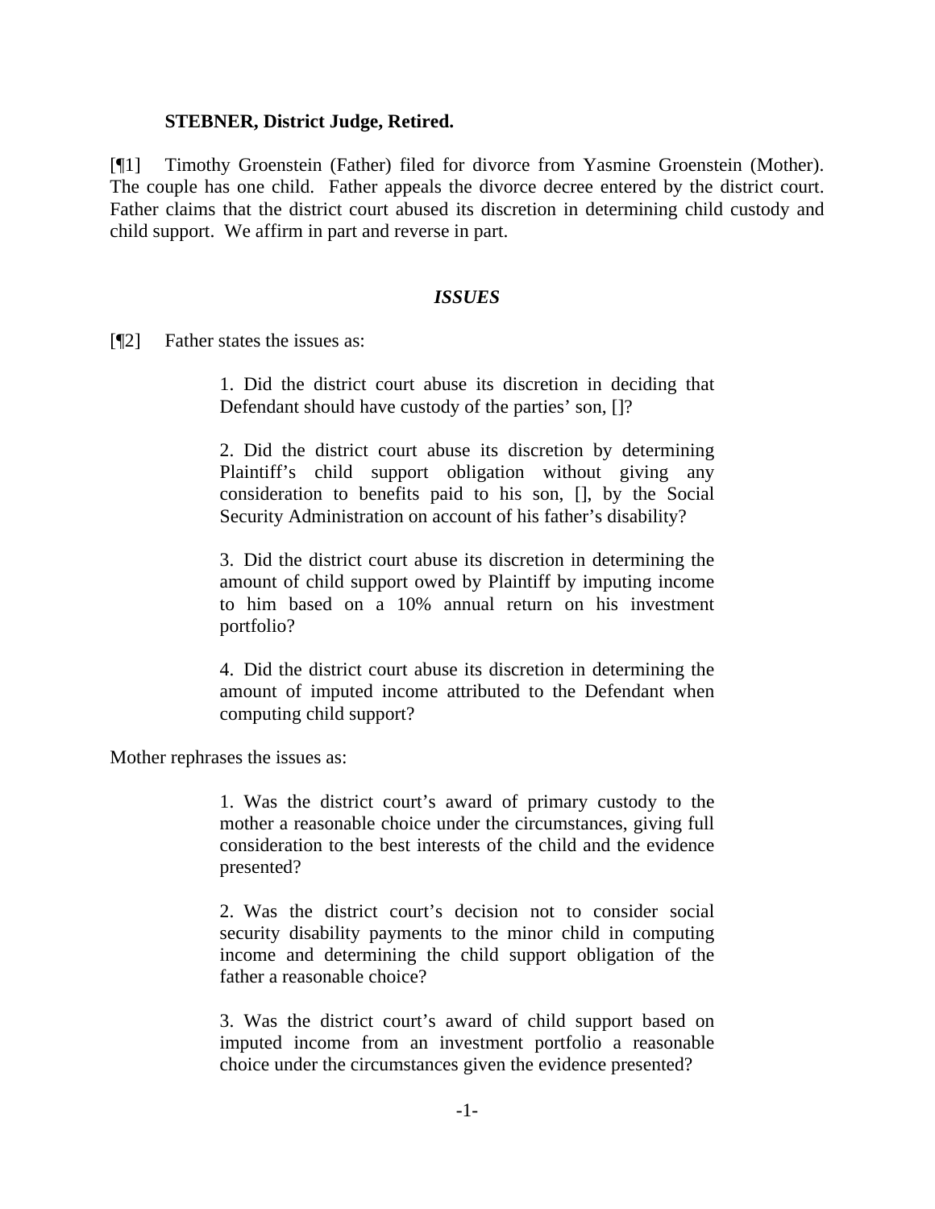**STEBNER, District Judge, Retired.**

[¶1] Timothy Groenstein (Father) filed for divorce from Yasmine Groenstein (Mother). The couple has one child. Father appeals the divorce decree entered by the district court. Father claims that the district court abused its discretion in determining child custody and child support. We affirm in part and reverse in part.

### *ISSUES*

[¶2] Father states the issues as:

> 1. Did the district court abuse its discretion in deciding that Defendant should have custody of the parties' son, []?
>
> 2. Did the district court abuse its discretion by determining Plaintiff's child support obligation without giving any consideration to benefits paid to his son, [], by the Social Security Administration on account of his father's disability?
>
> 3. Did the district court abuse its discretion in determining the amount of child support owed by Plaintiff by imputing income to him based on a 10% annual return on his investment portfolio?
>
> 4. Did the district court abuse its discretion in determining the amount of imputed income attributed to the Defendant when computing child support?

Mother rephrases the issues as:

> 1. Was the district court's award of primary custody to the mother a reasonable choice under the circumstances, giving full consideration to the best interests of the child and the evidence presented?
>
> 2. Was the district court's decision not to consider social security disability payments to the minor child in computing income and determining the child support obligation of the father a reasonable choice?
>
> 3. Was the district court's award of child support based on imputed income from an investment portfolio a reasonable choice under the circumstances given the evidence presented?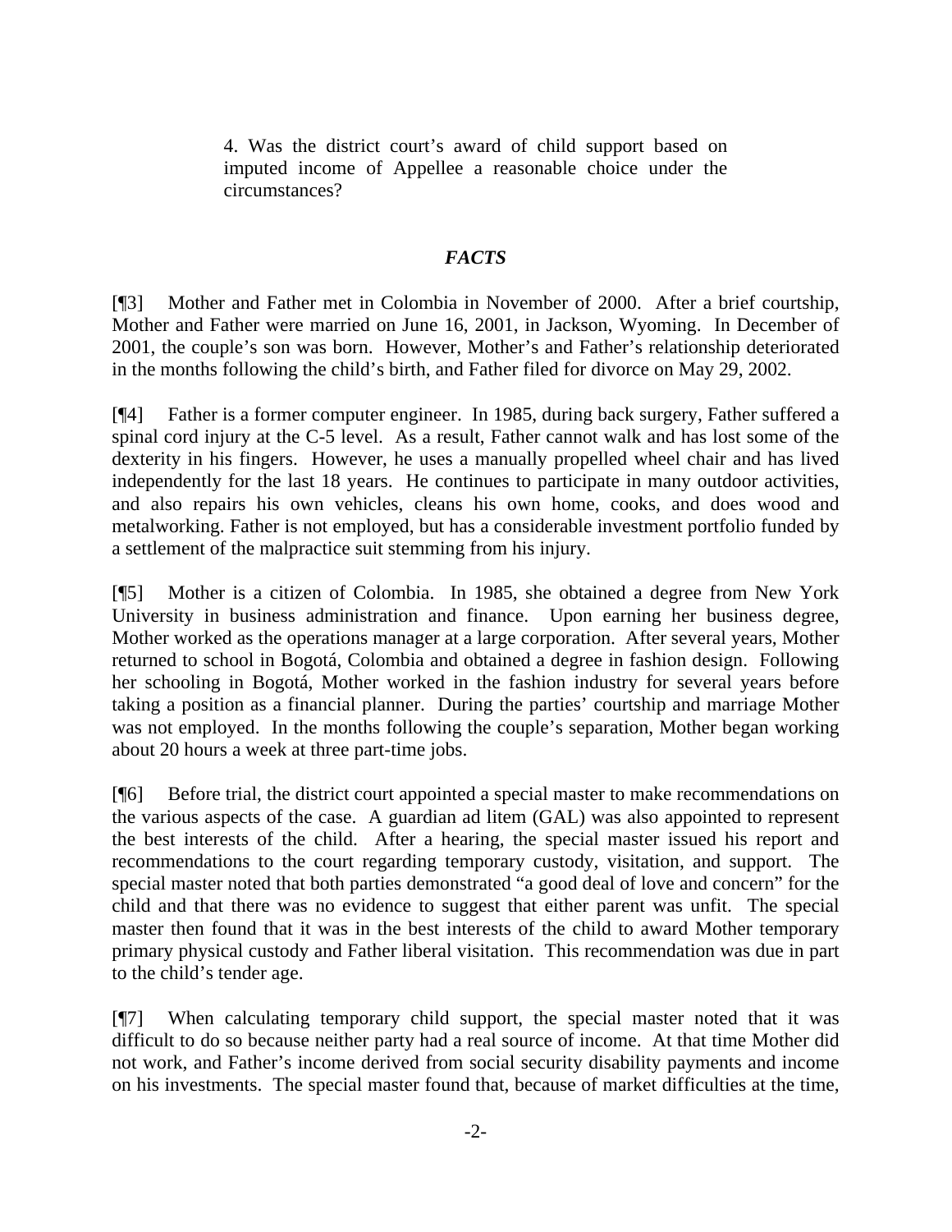> 4. Was the district court's award of child support based on imputed income of Appellee a reasonable choice under the circumstances?

## *FACTS*

[¶3] Mother and Father met in Colombia in November of 2000. After a brief courtship, Mother and Father were married on June 16, 2001, in Jackson, Wyoming. In December of 2001, the couple's son was born. However, Mother's and Father's relationship deteriorated in the months following the child's birth, and Father filed for divorce on May 29, 2002.

[¶4] Father is a former computer engineer. In 1985, during back surgery, Father suffered a spinal cord injury at the C-5 level. As a result, Father cannot walk and has lost some of the dexterity in his fingers. However, he uses a manually propelled wheel chair and has lived independently for the last 18 years. He continues to participate in many outdoor activities, and also repairs his own vehicles, cleans his own home, cooks, and does wood and metalworking. Father is not employed, but has a considerable investment portfolio funded by a settlement of the malpractice suit stemming from his injury.

[¶5] Mother is a citizen of Colombia. In 1985, she obtained a degree from New York University in business administration and finance. Upon earning her business degree, Mother worked as the operations manager at a large corporation. After several years, Mother returned to school in Bogotá, Colombia and obtained a degree in fashion design. Following her schooling in Bogotá, Mother worked in the fashion industry for several years before taking a position as a financial planner. During the parties' courtship and marriage Mother was not employed. In the months following the couple's separation, Mother began working about 20 hours a week at three part-time jobs.

[¶6] Before trial, the district court appointed a special master to make recommendations on the various aspects of the case. A guardian ad litem (GAL) was also appointed to represent the best interests of the child. After a hearing, the special master issued his report and recommendations to the court regarding temporary custody, visitation, and support. The special master noted that both parties demonstrated "a good deal of love and concern" for the child and that there was no evidence to suggest that either parent was unfit. The special master then found that it was in the best interests of the child to award Mother temporary primary physical custody and Father liberal visitation. This recommendation was due in part to the child's tender age.

[¶7] When calculating temporary child support, the special master noted that it was difficult to do so because neither party had a real source of income. At that time Mother did not work, and Father's income derived from social security disability payments and income on his investments. The special master found that, because of market difficulties at the time,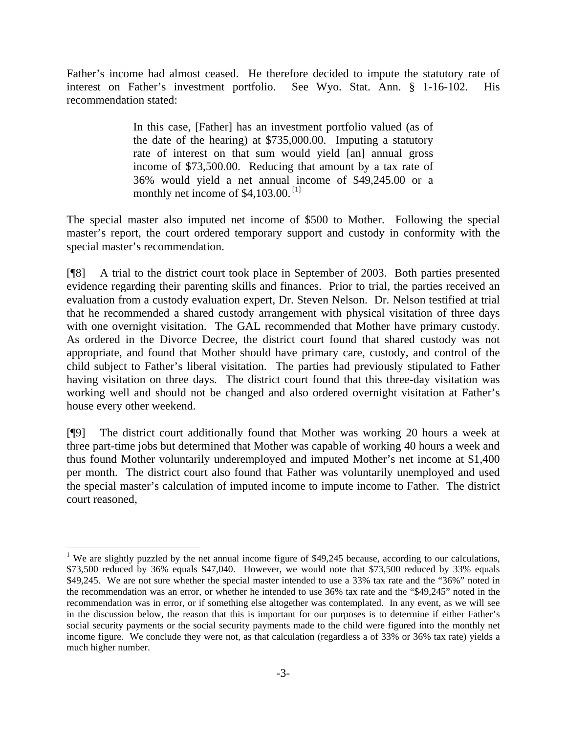Father's income had almost ceased. He therefore decided to impute the statutory rate of interest on Father's investment portfolio. See Wyo. Stat. Ann. § 1-16-102. His recommendation stated:

> In this case, [Father] has an investment portfolio valued (as of the date of the hearing) at $735,000.00. Imputing a statutory rate of interest on that sum would yield [an] annual gross income of $73,500.00. Reducing that amount by a tax rate of 36% would yield a net annual income of $49,245.00 or a monthly net income of $4,103.00.[1]

The special master also imputed net income of $500 to Mother. Following the special master's report, the court ordered temporary support and custody in conformity with the special master's recommendation.

[¶8] A trial to the district court took place in September of 2003. Both parties presented evidence regarding their parenting skills and finances. Prior to trial, the parties received an evaluation from a custody evaluation expert, Dr. Steven Nelson. Dr. Nelson testified at trial that he recommended a shared custody arrangement with physical visitation of three days with one overnight visitation. The GAL recommended that Mother have primary custody. As ordered in the Divorce Decree, the district court found that shared custody was not appropriate, and found that Mother should have primary care, custody, and control of the child subject to Father's liberal visitation. The parties had previously stipulated to Father having visitation on three days. The district court found that this three-day visitation was working well and should not be changed and also ordered overnight visitation at Father's house every other weekend.

[¶9] The district court additionally found that Mother was working 20 hours a week at three part-time jobs but determined that Mother was capable of working 40 hours a week and thus found Mother voluntarily underemployed and imputed Mother's net income at $1,400 per month. The district court also found that Father was voluntarily unemployed and used the special master's calculation of imputed income to impute income to Father. The district court reasoned,

---

[1] We are slightly puzzled by the net annual income figure of $49,245 because, according to our calculations, $73,500 reduced by 36% equals $47,040. However, we would note that $73,500 reduced by 33% equals $49,245. We are not sure whether the special master intended to use a 33% tax rate and the "36%" noted in the recommendation was an error, or whether he intended to use 36% tax rate and the "$49,245" noted in the recommendation was in error, or if something else altogether was contemplated. In any event, as we will see in the discussion below, the reason that this is important for our purposes is to determine if either Father's social security payments or the social security payments made to the child were figured into the monthly net income figure. We conclude they were not, as that calculation (regardless a of 33% or 36% tax rate) yields a much higher number.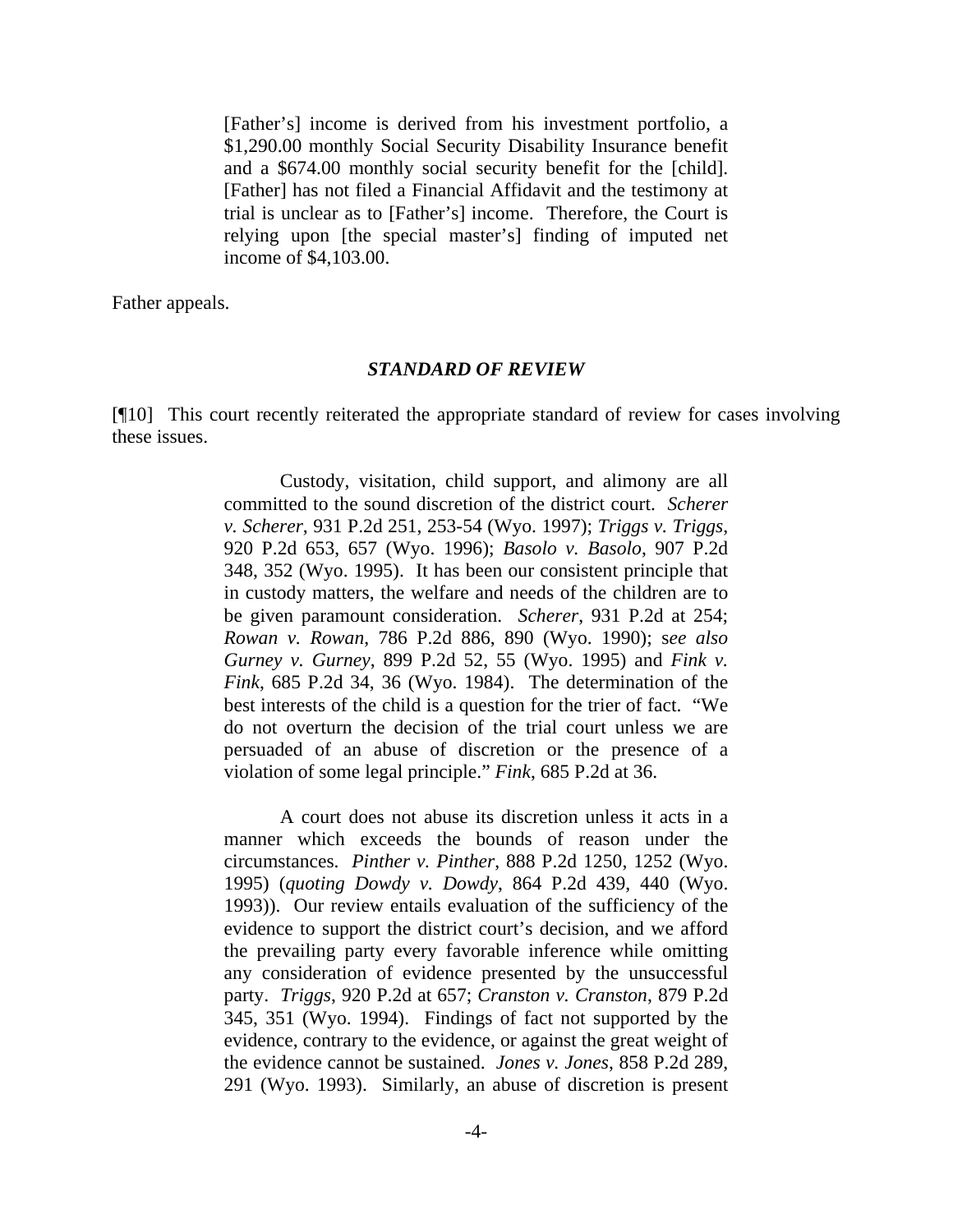> [Father's] income is derived from his investment portfolio, a $1,290.00 monthly Social Security Disability Insurance benefit and a $674.00 monthly social security benefit for the [child]. [Father] has not filed a Financial Affidavit and the testimony at trial is unclear as to [Father's] income. Therefore, the Court is relying upon [the special master's] finding of imputed net income of $4,103.00.

Father appeals.

### *STANDARD OF REVIEW*

[¶10] This court recently reiterated the appropriate standard of review for cases involving these issues.

> Custody, visitation, child support, and alimony are all committed to the sound discretion of the district court. *Scherer v. Scherer*, 931 P.2d 251, 253-54 (Wyo. 1997); *Triggs v. Triggs*, 920 P.2d 653, 657 (Wyo. 1996); *Basolo v. Basolo*, 907 P.2d 348, 352 (Wyo. 1995). It has been our consistent principle that in custody matters, the welfare and needs of the children are to be given paramount consideration. *Scherer*, 931 P.2d at 254; *Rowan v. Rowan*, 786 P.2d 886, 890 (Wyo. 1990); s*ee also Gurney v. Gurney*, 899 P.2d 52, 55 (Wyo. 1995) and *Fink v. Fink*, 685 P.2d 34, 36 (Wyo. 1984). The determination of the best interests of the child is a question for the trier of fact. "We do not overturn the decision of the trial court unless we are persuaded of an abuse of discretion or the presence of a violation of some legal principle." *Fink*, 685 P.2d at 36.
>
> A court does not abuse its discretion unless it acts in a manner which exceeds the bounds of reason under the circumstances. *Pinther v. Pinther*, 888 P.2d 1250, 1252 (Wyo. 1995) (*quoting Dowdy v. Dowdy*, 864 P.2d 439, 440 (Wyo. 1993)). Our review entails evaluation of the sufficiency of the evidence to support the district court's decision, and we afford the prevailing party every favorable inference while omitting any consideration of evidence presented by the unsuccessful party. *Triggs*, 920 P.2d at 657; *Cranston v. Cranston*, 879 P.2d 345, 351 (Wyo. 1994). Findings of fact not supported by the evidence, contrary to the evidence, or against the great weight of the evidence cannot be sustained. *Jones v. Jones*, 858 P.2d 289, 291 (Wyo. 1993). Similarly, an abuse of discretion is present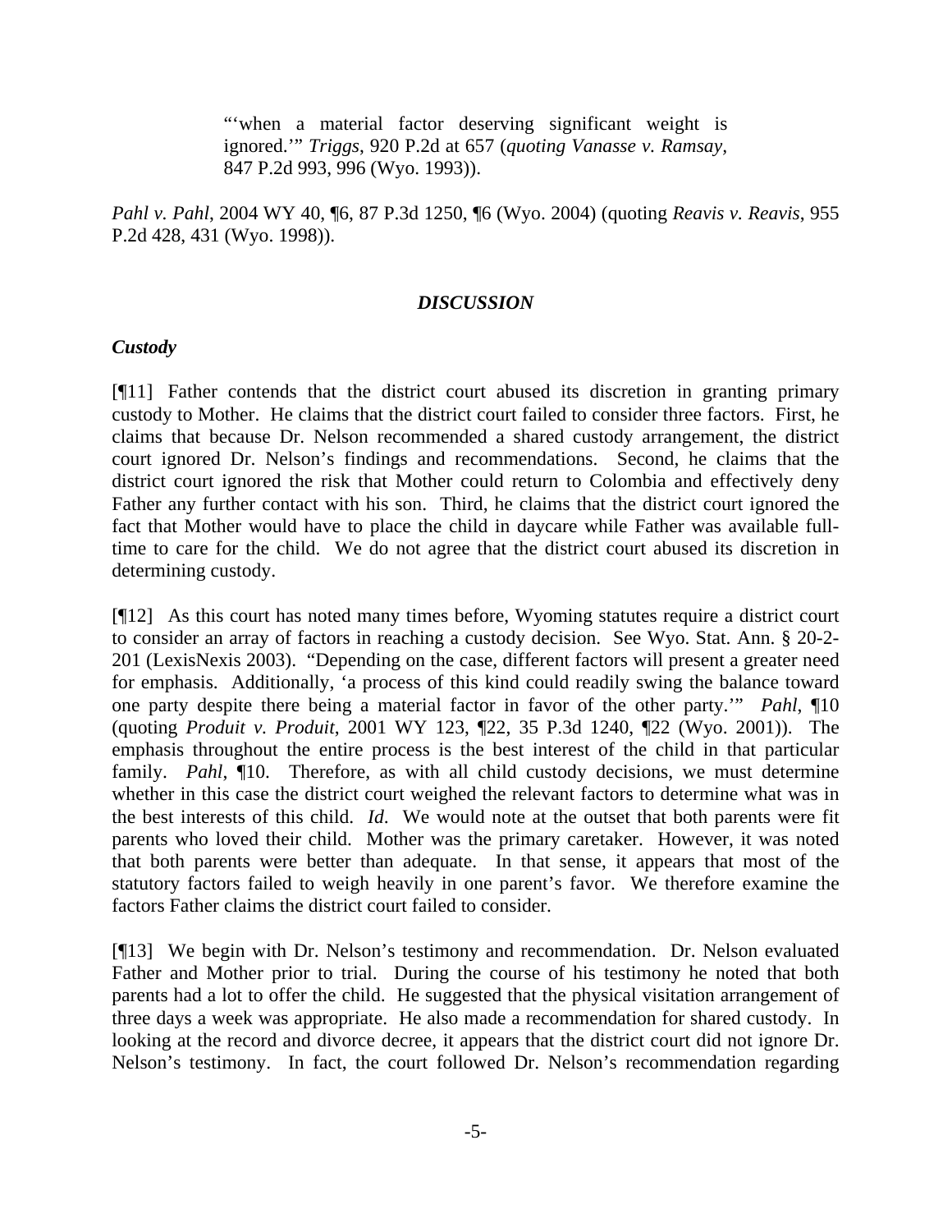> "'when a material factor deserving significant weight is ignored.'" *Triggs*, 920 P.2d at 657 (*quoting Vanasse v. Ramsay*, 847 P.2d 993, 996 (Wyo. 1993)).

*Pahl v. Pahl*, 2004 WY 40, ¶6, 87 P.3d 1250, ¶6 (Wyo. 2004) (quoting *Reavis v. Reavis*, 955 P.2d 428, 431 (Wyo. 1998)).

## *DISCUSSION*

### *Custody*

[¶11] Father contends that the district court abused its discretion in granting primary custody to Mother. He claims that the district court failed to consider three factors. First, he claims that because Dr. Nelson recommended a shared custody arrangement, the district court ignored Dr. Nelson's findings and recommendations. Second, he claims that the district court ignored the risk that Mother could return to Colombia and effectively deny Father any further contact with his son. Third, he claims that the district court ignored the fact that Mother would have to place the child in daycare while Father was available full-time to care for the child. We do not agree that the district court abused its discretion in determining custody.

[¶12] As this court has noted many times before, Wyoming statutes require a district court to consider an array of factors in reaching a custody decision. See Wyo. Stat. Ann. § 20-2-201 (LexisNexis 2003). "Depending on the case, different factors will present a greater need for emphasis. Additionally, 'a process of this kind could readily swing the balance toward one party despite there being a material factor in favor of the other party.'" *Pahl*, ¶10 (quoting *Produit v. Produit*, 2001 WY 123, ¶22, 35 P.3d 1240, ¶22 (Wyo. 2001)). The emphasis throughout the entire process is the best interest of the child in that particular family. *Pahl*, ¶10. Therefore, as with all child custody decisions, we must determine whether in this case the district court weighed the relevant factors to determine what was in the best interests of this child. *Id*. We would note at the outset that both parents were fit parents who loved their child. Mother was the primary caretaker. However, it was noted that both parents were better than adequate. In that sense, it appears that most of the statutory factors failed to weigh heavily in one parent's favor. We therefore examine the factors Father claims the district court failed to consider.

[¶13] We begin with Dr. Nelson's testimony and recommendation. Dr. Nelson evaluated Father and Mother prior to trial. During the course of his testimony he noted that both parents had a lot to offer the child. He suggested that the physical visitation arrangement of three days a week was appropriate. He also made a recommendation for shared custody. In looking at the record and divorce decree, it appears that the district court did not ignore Dr. Nelson's testimony. In fact, the court followed Dr. Nelson's recommendation regarding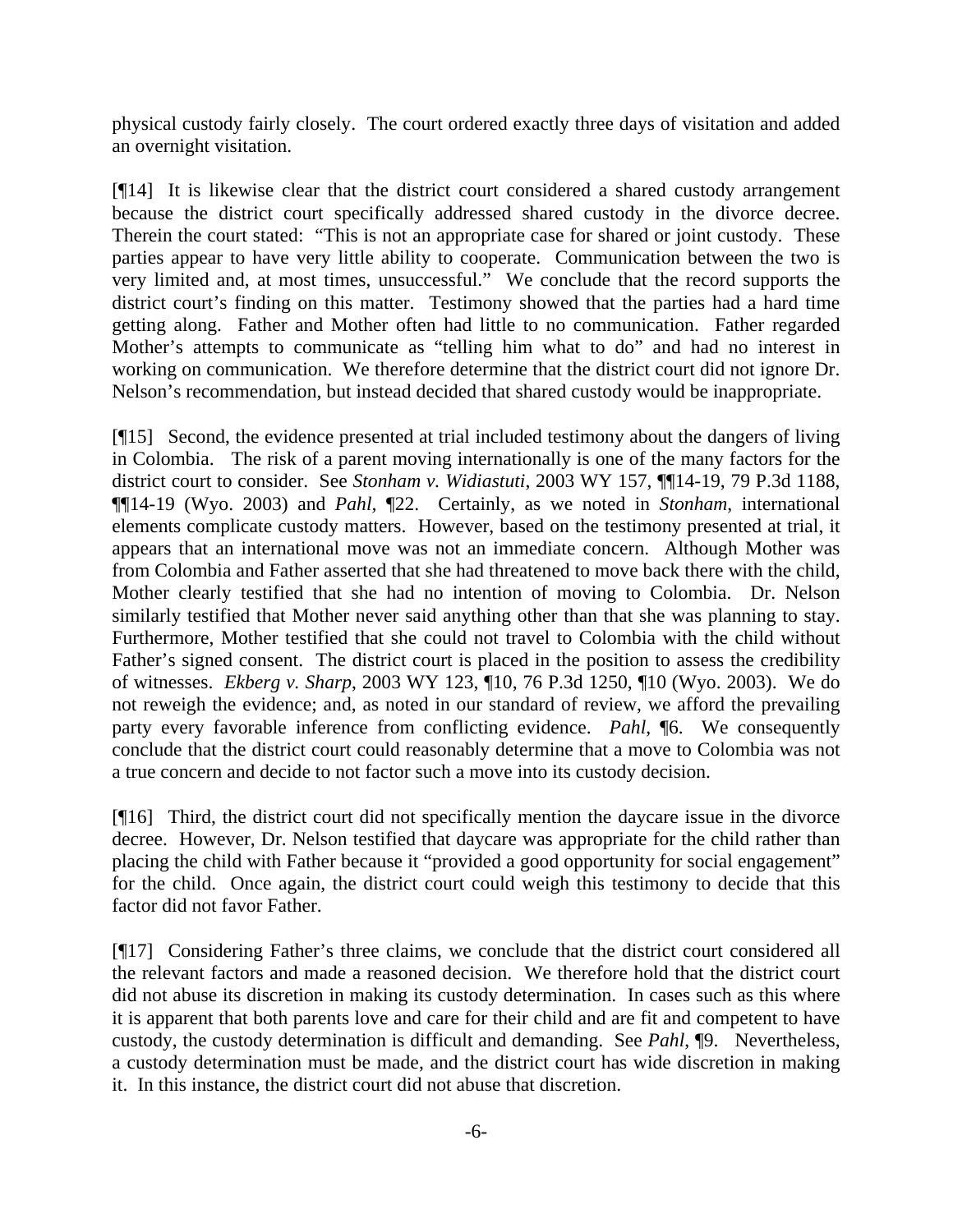physical custody fairly closely. The court ordered exactly three days of visitation and added an overnight visitation.

[¶14] It is likewise clear that the district court considered a shared custody arrangement because the district court specifically addressed shared custody in the divorce decree. Therein the court stated: "This is not an appropriate case for shared or joint custody. These parties appear to have very little ability to cooperate. Communication between the two is very limited and, at most times, unsuccessful." We conclude that the record supports the district court's finding on this matter. Testimony showed that the parties had a hard time getting along. Father and Mother often had little to no communication. Father regarded Mother's attempts to communicate as "telling him what to do" and had no interest in working on communication. We therefore determine that the district court did not ignore Dr. Nelson's recommendation, but instead decided that shared custody would be inappropriate.

[¶15] Second, the evidence presented at trial included testimony about the dangers of living in Colombia. The risk of a parent moving internationally is one of the many factors for the district court to consider. See *Stonham v. Widiastuti*, 2003 WY 157, ¶¶14-19, 79 P.3d 1188, ¶¶14-19 (Wyo. 2003) and *Pahl*, ¶22. Certainly, as we noted in *Stonham*, international elements complicate custody matters. However, based on the testimony presented at trial, it appears that an international move was not an immediate concern. Although Mother was from Colombia and Father asserted that she had threatened to move back there with the child, Mother clearly testified that she had no intention of moving to Colombia. Dr. Nelson similarly testified that Mother never said anything other than that she was planning to stay. Furthermore, Mother testified that she could not travel to Colombia with the child without Father's signed consent. The district court is placed in the position to assess the credibility of witnesses. *Ekberg v. Sharp*, 2003 WY 123, ¶10, 76 P.3d 1250, ¶10 (Wyo. 2003). We do not reweigh the evidence; and, as noted in our standard of review, we afford the prevailing party every favorable inference from conflicting evidence. *Pahl*, ¶6. We consequently conclude that the district court could reasonably determine that a move to Colombia was not a true concern and decide to not factor such a move into its custody decision.

[¶16] Third, the district court did not specifically mention the daycare issue in the divorce decree. However, Dr. Nelson testified that daycare was appropriate for the child rather than placing the child with Father because it "provided a good opportunity for social engagement" for the child. Once again, the district court could weigh this testimony to decide that this factor did not favor Father.

[¶17] Considering Father's three claims, we conclude that the district court considered all the relevant factors and made a reasoned decision. We therefore hold that the district court did not abuse its discretion in making its custody determination. In cases such as this where it is apparent that both parents love and care for their child and are fit and competent to have custody, the custody determination is difficult and demanding. See *Pahl*, ¶9. Nevertheless, a custody determination must be made, and the district court has wide discretion in making it. In this instance, the district court did not abuse that discretion.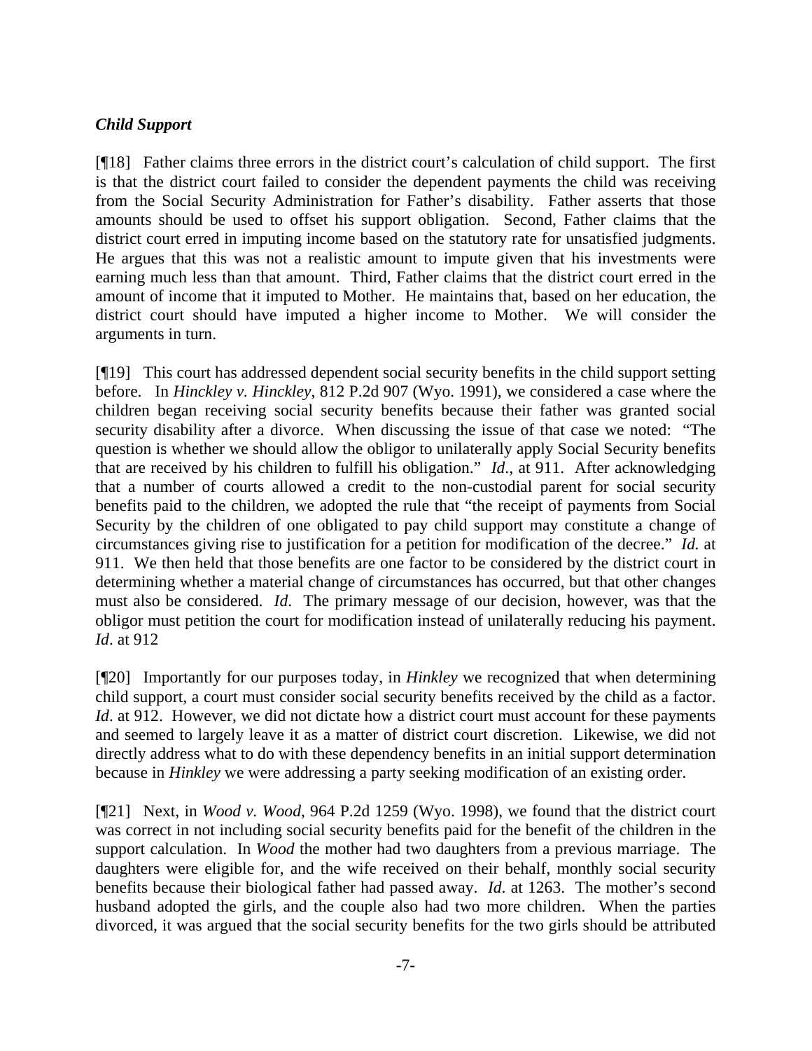### *Child Support*

[¶18] Father claims three errors in the district court's calculation of child support. The first is that the district court failed to consider the dependent payments the child was receiving from the Social Security Administration for Father's disability. Father asserts that those amounts should be used to offset his support obligation. Second, Father claims that the district court erred in imputing income based on the statutory rate for unsatisfied judgments. He argues that this was not a realistic amount to impute given that his investments were earning much less than that amount. Third, Father claims that the district court erred in the amount of income that it imputed to Mother. He maintains that, based on her education, the district court should have imputed a higher income to Mother. We will consider the arguments in turn.

[¶19] This court has addressed dependent social security benefits in the child support setting before. In *Hinckley v. Hinckley*, 812 P.2d 907 (Wyo. 1991), we considered a case where the children began receiving social security benefits because their father was granted social security disability after a divorce. When discussing the issue of that case we noted: "The question is whether we should allow the obligor to unilaterally apply Social Security benefits that are received by his children to fulfill his obligation." *Id*., at 911. After acknowledging that a number of courts allowed a credit to the non-custodial parent for social security benefits paid to the children, we adopted the rule that "the receipt of payments from Social Security by the children of one obligated to pay child support may constitute a change of circumstances giving rise to justification for a petition for modification of the decree." *Id.* at 911. We then held that those benefits are one factor to be considered by the district court in determining whether a material change of circumstances has occurred, but that other changes must also be considered. *Id*. The primary message of our decision, however, was that the obligor must petition the court for modification instead of unilaterally reducing his payment. *Id*. at 912

[¶20] Importantly for our purposes today, in *Hinkley* we recognized that when determining child support, a court must consider social security benefits received by the child as a factor. *Id*. at 912. However, we did not dictate how a district court must account for these payments and seemed to largely leave it as a matter of district court discretion. Likewise, we did not directly address what to do with these dependency benefits in an initial support determination because in *Hinkley* we were addressing a party seeking modification of an existing order.

[¶21] Next, in *Wood v. Wood*, 964 P.2d 1259 (Wyo. 1998), we found that the district court was correct in not including social security benefits paid for the benefit of the children in the support calculation. In *Wood* the mother had two daughters from a previous marriage. The daughters were eligible for, and the wife received on their behalf, monthly social security benefits because their biological father had passed away. *Id.* at 1263. The mother's second husband adopted the girls, and the couple also had two more children. When the parties divorced, it was argued that the social security benefits for the two girls should be attributed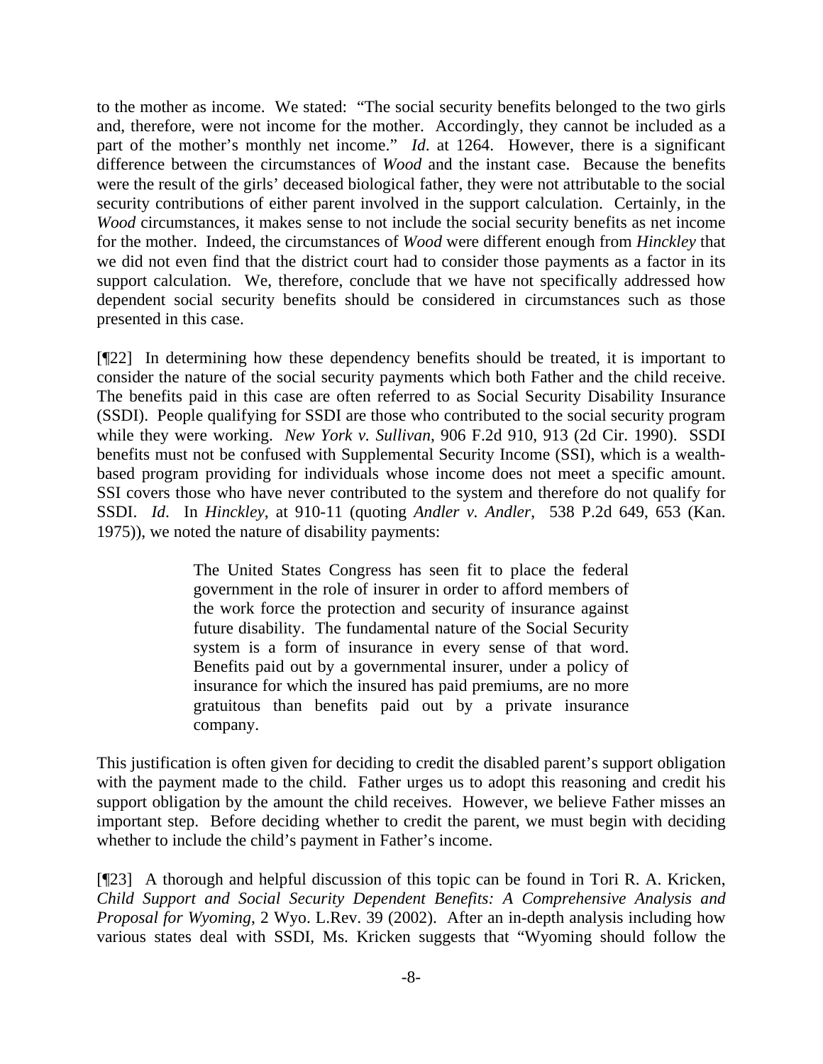to the mother as income. We stated: "The social security benefits belonged to the two girls and, therefore, were not income for the mother. Accordingly, they cannot be included as a part of the mother's monthly net income." *Id*. at 1264. However, there is a significant difference between the circumstances of *Wood* and the instant case. Because the benefits were the result of the girls' deceased biological father, they were not attributable to the social security contributions of either parent involved in the support calculation. Certainly, in the *Wood* circumstances, it makes sense to not include the social security benefits as net income for the mother. Indeed, the circumstances of *Wood* were different enough from *Hinckley* that we did not even find that the district court had to consider those payments as a factor in its support calculation. We, therefore, conclude that we have not specifically addressed how dependent social security benefits should be considered in circumstances such as those presented in this case.

[¶22] In determining how these dependency benefits should be treated, it is important to consider the nature of the social security payments which both Father and the child receive. The benefits paid in this case are often referred to as Social Security Disability Insurance (SSDI). People qualifying for SSDI are those who contributed to the social security program while they were working. *New York v. Sullivan*, 906 F.2d 910, 913 (2d Cir. 1990). SSDI benefits must not be confused with Supplemental Security Income (SSI), which is a wealth-based program providing for individuals whose income does not meet a specific amount. SSI covers those who have never contributed to the system and therefore do not qualify for SSDI. *Id*. In *Hinckley*, at 910-11 (quoting *Andler v. Andler*, 538 P.2d 649, 653 (Kan. 1975)), we noted the nature of disability payments:

> The United States Congress has seen fit to place the federal government in the role of insurer in order to afford members of the work force the protection and security of insurance against future disability. The fundamental nature of the Social Security system is a form of insurance in every sense of that word. Benefits paid out by a governmental insurer, under a policy of insurance for which the insured has paid premiums, are no more gratuitous than benefits paid out by a private insurance company.

This justification is often given for deciding to credit the disabled parent's support obligation with the payment made to the child. Father urges us to adopt this reasoning and credit his support obligation by the amount the child receives. However, we believe Father misses an important step. Before deciding whether to credit the parent, we must begin with deciding whether to include the child's payment in Father's income.

[¶23] A thorough and helpful discussion of this topic can be found in Tori R. A. Kricken, *Child Support and Social Security Dependent Benefits: A Comprehensive Analysis and Proposal for Wyoming*, 2 Wyo. L.Rev. 39 (2002). After an in-depth analysis including how various states deal with SSDI, Ms. Kricken suggests that "Wyoming should follow the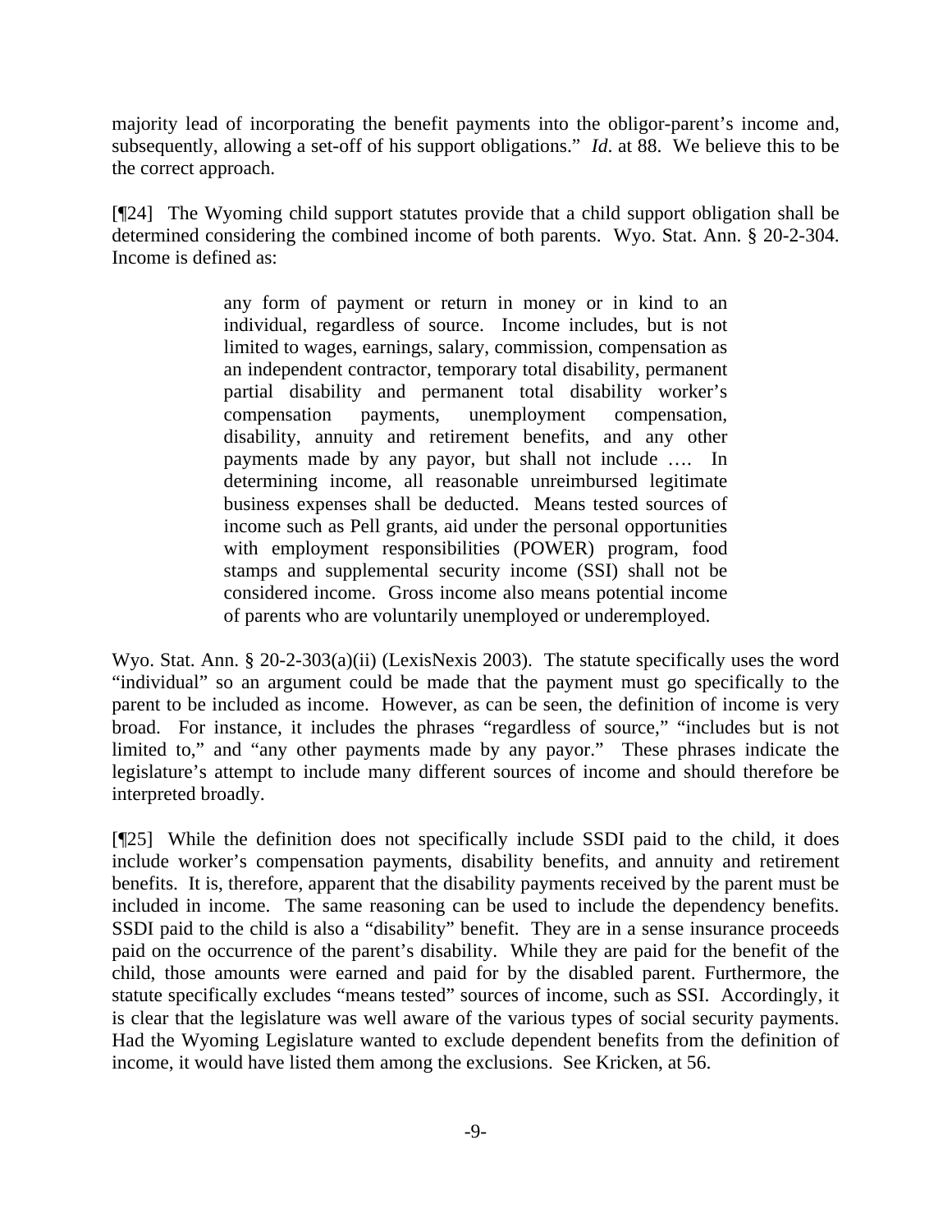majority lead of incorporating the benefit payments into the obligor-parent's income and, subsequently, allowing a set-off of his support obligations." *Id*. at 88. We believe this to be the correct approach.

[¶24] The Wyoming child support statutes provide that a child support obligation shall be determined considering the combined income of both parents. Wyo. Stat. Ann. § 20-2-304. Income is defined as:

> any form of payment or return in money or in kind to an individual, regardless of source. Income includes, but is not limited to wages, earnings, salary, commission, compensation as an independent contractor, temporary total disability, permanent partial disability and permanent total disability worker's compensation payments, unemployment compensation, disability, annuity and retirement benefits, and any other payments made by any payor, but shall not include …. In determining income, all reasonable unreimbursed legitimate business expenses shall be deducted. Means tested sources of income such as Pell grants, aid under the personal opportunities with employment responsibilities (POWER) program, food stamps and supplemental security income (SSI) shall not be considered income. Gross income also means potential income of parents who are voluntarily unemployed or underemployed.

Wyo. Stat. Ann. § 20-2-303(a)(ii) (LexisNexis 2003). The statute specifically uses the word "individual" so an argument could be made that the payment must go specifically to the parent to be included as income. However, as can be seen, the definition of income is very broad. For instance, it includes the phrases "regardless of source," "includes but is not limited to," and "any other payments made by any payor." These phrases indicate the legislature's attempt to include many different sources of income and should therefore be interpreted broadly.

[¶25] While the definition does not specifically include SSDI paid to the child, it does include worker's compensation payments, disability benefits, and annuity and retirement benefits. It is, therefore, apparent that the disability payments received by the parent must be included in income. The same reasoning can be used to include the dependency benefits. SSDI paid to the child is also a "disability" benefit. They are in a sense insurance proceeds paid on the occurrence of the parent's disability. While they are paid for the benefit of the child, those amounts were earned and paid for by the disabled parent. Furthermore, the statute specifically excludes "means tested" sources of income, such as SSI. Accordingly, it is clear that the legislature was well aware of the various types of social security payments. Had the Wyoming Legislature wanted to exclude dependent benefits from the definition of income, it would have listed them among the exclusions. See Kricken, at 56.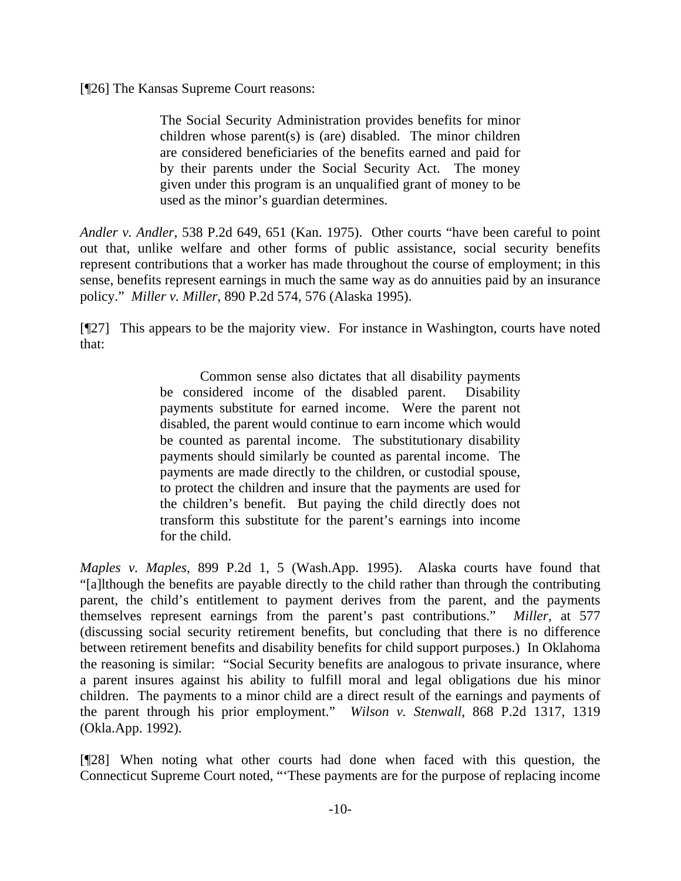[¶26] The Kansas Supreme Court reasons:

> The Social Security Administration provides benefits for minor children whose parent(s) is (are) disabled. The minor children are considered beneficiaries of the benefits earned and paid for by their parents under the Social Security Act. The money given under this program is an unqualified grant of money to be used as the minor's guardian determines.

*Andler v. Andler*, 538 P.2d 649, 651 (Kan. 1975). Other courts "have been careful to point out that, unlike welfare and other forms of public assistance, social security benefits represent contributions that a worker has made throughout the course of employment; in this sense, benefits represent earnings in much the same way as do annuities paid by an insurance policy." *Miller v. Miller*, 890 P.2d 574, 576 (Alaska 1995).

[¶27] This appears to be the majority view. For instance in Washington, courts have noted that:

> Common sense also dictates that all disability payments be considered income of the disabled parent. Disability payments substitute for earned income. Were the parent not disabled, the parent would continue to earn income which would be counted as parental income. The substitutionary disability payments should similarly be counted as parental income. The payments are made directly to the children, or custodial spouse, to protect the children and insure that the payments are used for the children's benefit. But paying the child directly does not transform this substitute for the parent's earnings into income for the child.

*Maples v. Maples*, 899 P.2d 1, 5 (Wash.App. 1995). Alaska courts have found that "[a]lthough the benefits are payable directly to the child rather than through the contributing parent, the child's entitlement to payment derives from the parent, and the payments themselves represent earnings from the parent's past contributions." *Miller*, at 577 (discussing social security retirement benefits, but concluding that there is no difference between retirement benefits and disability benefits for child support purposes.) In Oklahoma the reasoning is similar: "Social Security benefits are analogous to private insurance, where a parent insures against his ability to fulfill moral and legal obligations due his minor children. The payments to a minor child are a direct result of the earnings and payments of the parent through his prior employment." *Wilson v. Stenwall*, 868 P.2d 1317, 1319 (Okla.App. 1992).

[¶28] When noting what other courts had done when faced with this question, the Connecticut Supreme Court noted, "'These payments are for the purpose of replacing income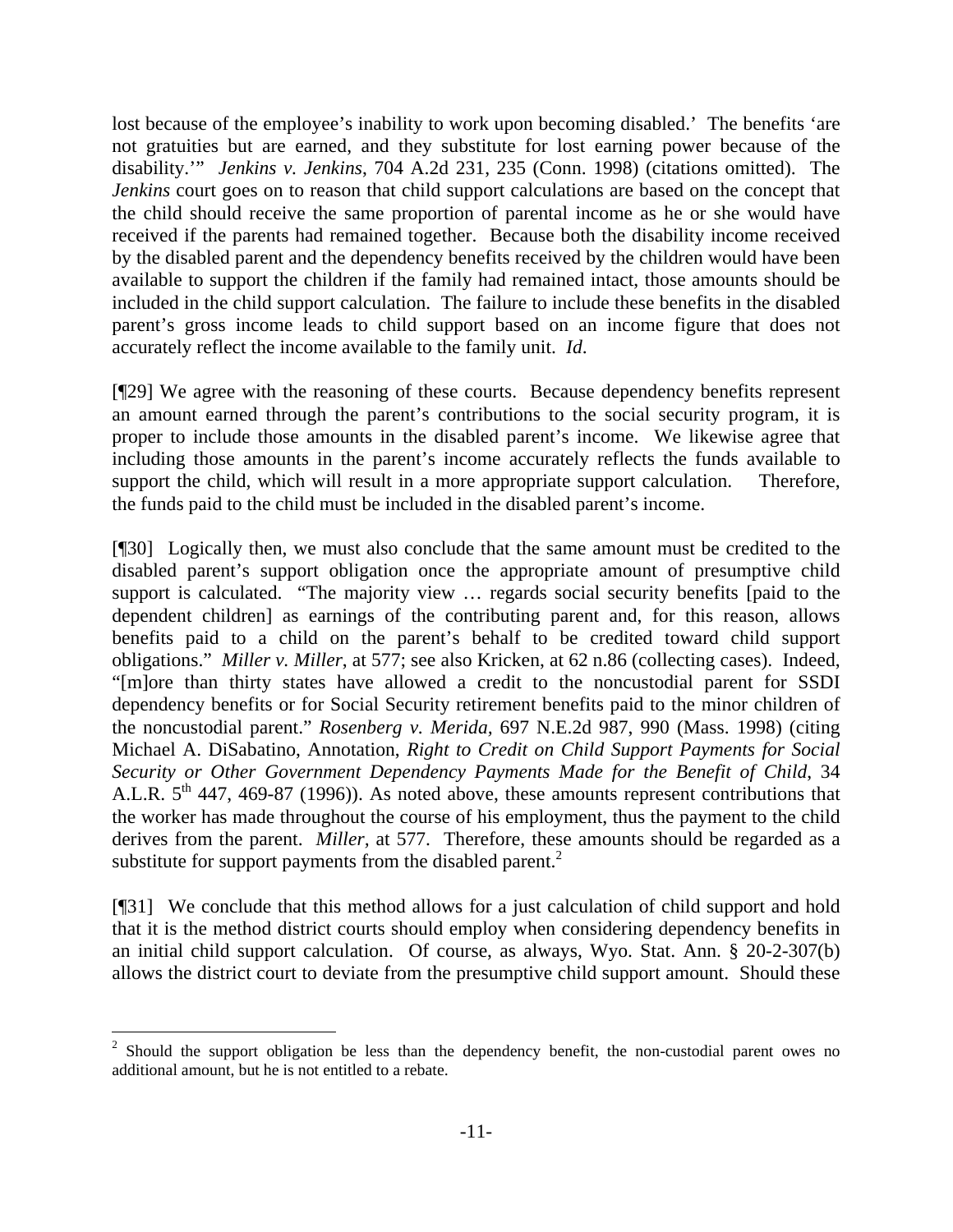lost because of the employee's inability to work upon becoming disabled.' The benefits 'are not gratuities but are earned, and they substitute for lost earning power because of the disability.'" *Jenkins v. Jenkins*, 704 A.2d 231, 235 (Conn. 1998) (citations omitted). The *Jenkins* court goes on to reason that child support calculations are based on the concept that the child should receive the same proportion of parental income as he or she would have received if the parents had remained together. Because both the disability income received by the disabled parent and the dependency benefits received by the children would have been available to support the children if the family had remained intact, those amounts should be included in the child support calculation. The failure to include these benefits in the disabled parent's gross income leads to child support based on an income figure that does not accurately reflect the income available to the family unit. *Id*.

[¶29] We agree with the reasoning of these courts. Because dependency benefits represent an amount earned through the parent's contributions to the social security program, it is proper to include those amounts in the disabled parent's income. We likewise agree that including those amounts in the parent's income accurately reflects the funds available to support the child, which will result in a more appropriate support calculation. Therefore, the funds paid to the child must be included in the disabled parent's income.

[¶30] Logically then, we must also conclude that the same amount must be credited to the disabled parent's support obligation once the appropriate amount of presumptive child support is calculated. "The majority view … regards social security benefits [paid to the dependent children] as earnings of the contributing parent and, for this reason, allows benefits paid to a child on the parent's behalf to be credited toward child support obligations." *Miller v. Miller*, at 577; see also Kricken, at 62 n.86 (collecting cases). Indeed, "[m]ore than thirty states have allowed a credit to the noncustodial parent for SSDI dependency benefits or for Social Security retirement benefits paid to the minor children of the noncustodial parent." *Rosenberg v. Merida*, 697 N.E.2d 987, 990 (Mass. 1998) (citing Michael A. DiSabatino, Annotation, *Right to Credit on Child Support Payments for Social Security or Other Government Dependency Payments Made for the Benefit of Child*, 34 A.L.R. 5th 447, 469-87 (1996)). As noted above, these amounts represent contributions that the worker has made throughout the course of his employment, thus the payment to the child derives from the parent. *Miller*, at 577. Therefore, these amounts should be regarded as a substitute for support payments from the disabled parent.[2]

[¶31] We conclude that this method allows for a just calculation of child support and hold that it is the method district courts should employ when considering dependency benefits in an initial child support calculation. Of course, as always, Wyo. Stat. Ann. § 20-2-307(b) allows the district court to deviate from the presumptive child support amount. Should these

---

[2] Should the support obligation be less than the dependency benefit, the non-custodial parent owes no additional amount, but he is not entitled to a rebate.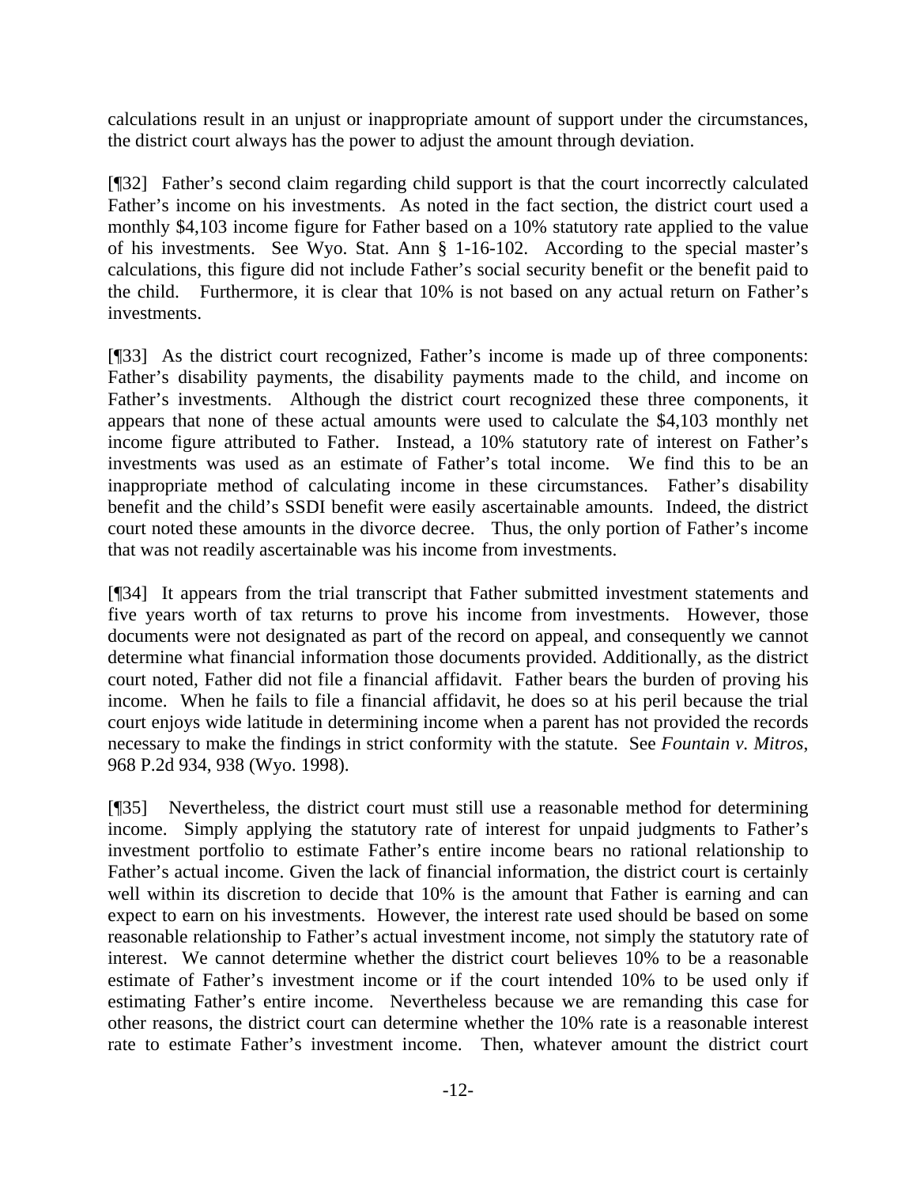calculations result in an unjust or inappropriate amount of support under the circumstances, the district court always has the power to adjust the amount through deviation.

[¶32] Father's second claim regarding child support is that the court incorrectly calculated Father's income on his investments. As noted in the fact section, the district court used a monthly $4,103 income figure for Father based on a 10% statutory rate applied to the value of his investments. See Wyo. Stat. Ann § 1-16-102. According to the special master's calculations, this figure did not include Father's social security benefit or the benefit paid to the child. Furthermore, it is clear that 10% is not based on any actual return on Father's investments.

[¶33] As the district court recognized, Father's income is made up of three components: Father's disability payments, the disability payments made to the child, and income on Father's investments. Although the district court recognized these three components, it appears that none of these actual amounts were used to calculate the $4,103 monthly net income figure attributed to Father. Instead, a 10% statutory rate of interest on Father's investments was used as an estimate of Father's total income. We find this to be an inappropriate method of calculating income in these circumstances. Father's disability benefit and the child's SSDI benefit were easily ascertainable amounts. Indeed, the district court noted these amounts in the divorce decree. Thus, the only portion of Father's income that was not readily ascertainable was his income from investments.

[¶34] It appears from the trial transcript that Father submitted investment statements and five years worth of tax returns to prove his income from investments. However, those documents were not designated as part of the record on appeal, and consequently we cannot determine what financial information those documents provided. Additionally, as the district court noted, Father did not file a financial affidavit. Father bears the burden of proving his income. When he fails to file a financial affidavit, he does so at his peril because the trial court enjoys wide latitude in determining income when a parent has not provided the records necessary to make the findings in strict conformity with the statute. See *Fountain v. Mitros*, 968 P.2d 934, 938 (Wyo. 1998).

[¶35] Nevertheless, the district court must still use a reasonable method for determining income. Simply applying the statutory rate of interest for unpaid judgments to Father's investment portfolio to estimate Father's entire income bears no rational relationship to Father's actual income. Given the lack of financial information, the district court is certainly well within its discretion to decide that 10% is the amount that Father is earning and can expect to earn on his investments. However, the interest rate used should be based on some reasonable relationship to Father's actual investment income, not simply the statutory rate of interest. We cannot determine whether the district court believes 10% to be a reasonable estimate of Father's investment income or if the court intended 10% to be used only if estimating Father's entire income. Nevertheless because we are remanding this case for other reasons, the district court can determine whether the 10% rate is a reasonable interest rate to estimate Father's investment income. Then, whatever amount the district court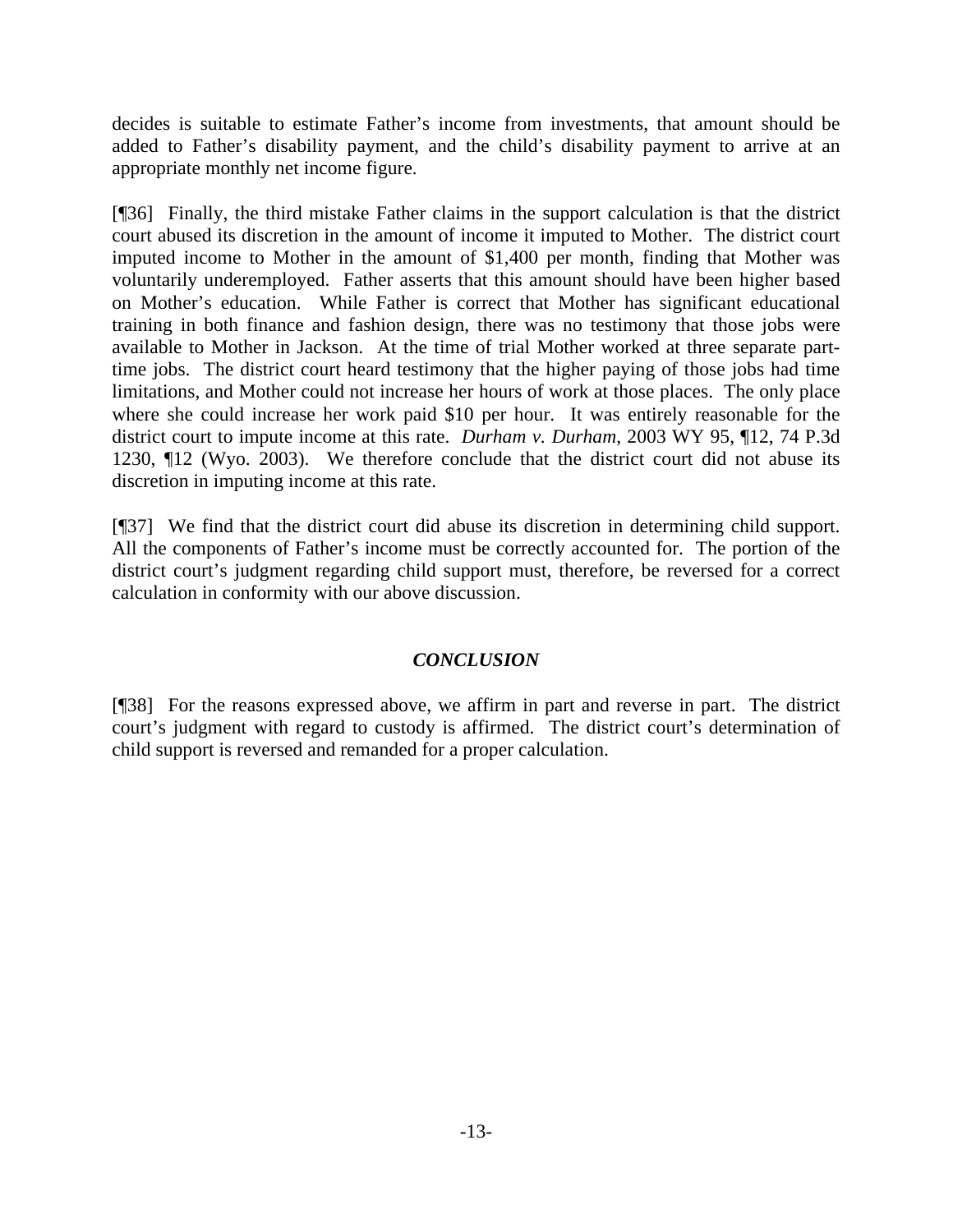decides is suitable to estimate Father's income from investments, that amount should be added to Father's disability payment, and the child's disability payment to arrive at an appropriate monthly net income figure.

[¶36] Finally, the third mistake Father claims in the support calculation is that the district court abused its discretion in the amount of income it imputed to Mother. The district court imputed income to Mother in the amount of $1,400 per month, finding that Mother was voluntarily underemployed. Father asserts that this amount should have been higher based on Mother's education. While Father is correct that Mother has significant educational training in both finance and fashion design, there was no testimony that those jobs were available to Mother in Jackson. At the time of trial Mother worked at three separate part-time jobs. The district court heard testimony that the higher paying of those jobs had time limitations, and Mother could not increase her hours of work at those places. The only place where she could increase her work paid $10 per hour. It was entirely reasonable for the district court to impute income at this rate. *Durham v. Durham*, 2003 WY 95, ¶12, 74 P.3d 1230, ¶12 (Wyo. 2003). We therefore conclude that the district court did not abuse its discretion in imputing income at this rate.

[¶37] We find that the district court did abuse its discretion in determining child support. All the components of Father's income must be correctly accounted for. The portion of the district court's judgment regarding child support must, therefore, be reversed for a correct calculation in conformity with our above discussion.

## *CONCLUSION*

[¶38] For the reasons expressed above, we affirm in part and reverse in part. The district court's judgment with regard to custody is affirmed. The district court's determination of child support is reversed and remanded for a proper calculation.